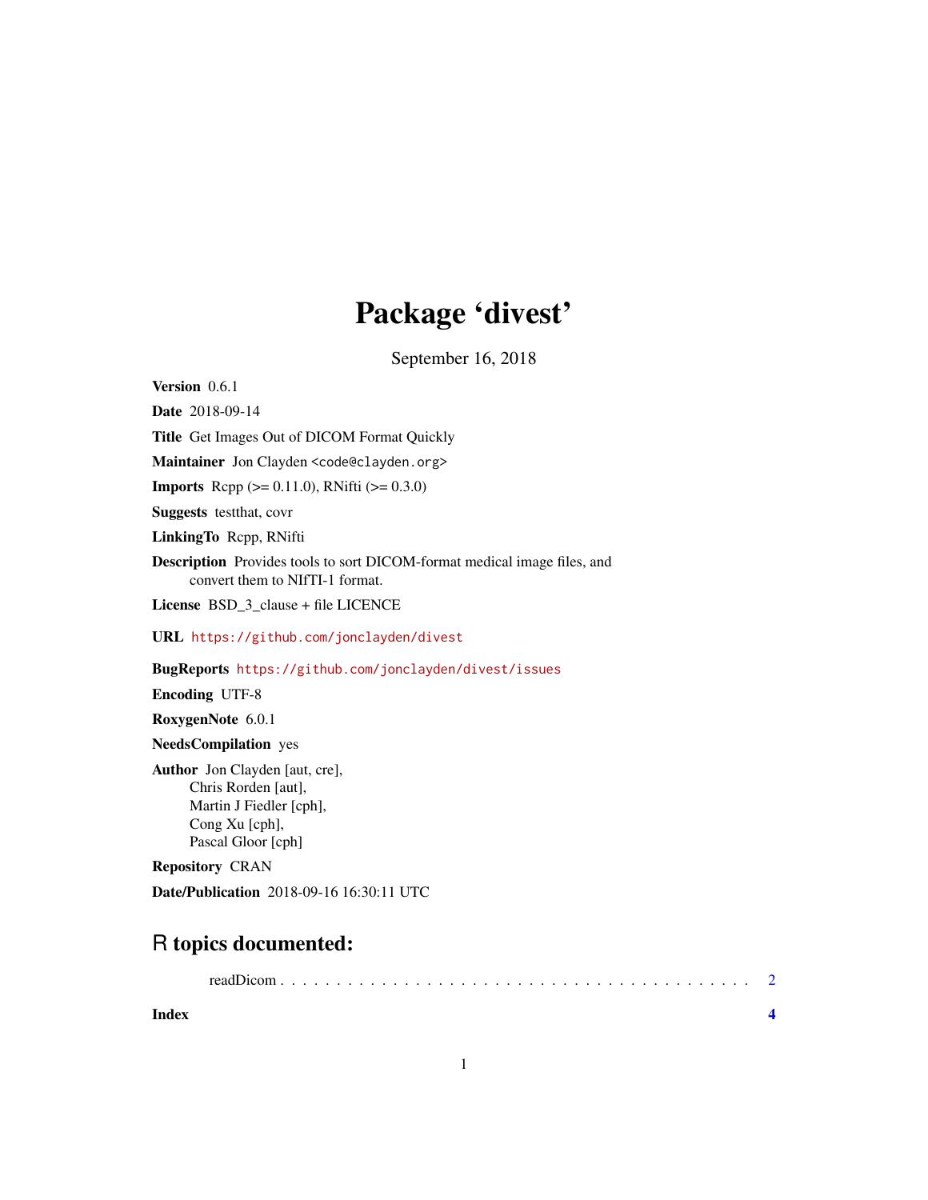# Package 'divest'

September 16, 2018

**Version** 0.6.1

**Date** 2018-09-14

**Title** Get Images Out of DICOM Format Quickly

**Maintainer** Jon Clayden <code@clayden.org>

**Imports** Rcpp (>= 0.11.0), RNifti (>= 0.3.0)

**Suggests** testthat, covr

**LinkingTo** Rcpp, RNifti

**Description** Provides tools to sort DICOM-format medical image files, and convert them to NIfTI-1 format.

**License** BSD_3_clause + file LICENCE

**URL** https://github.com/jonclayden/divest

**BugReports** https://github.com/jonclayden/divest/issues

**Encoding** UTF-8

**RoxygenNote** 6.0.1

**NeedsCompilation** yes

**Author** Jon Clayden [aut, cre],
Chris Rorden [aut],
Martin J Fiedler [cph],
Cong Xu [cph],
Pascal Gloor [cph]

**Repository** CRAN

**Date/Publication** 2018-09-16 16:30:11 UTC

## R topics documented:

readDicom . . . . . . . . . . . . . . . . . . . . . . . . . . . . . . . . . . . . . . . 2

**Index** **4**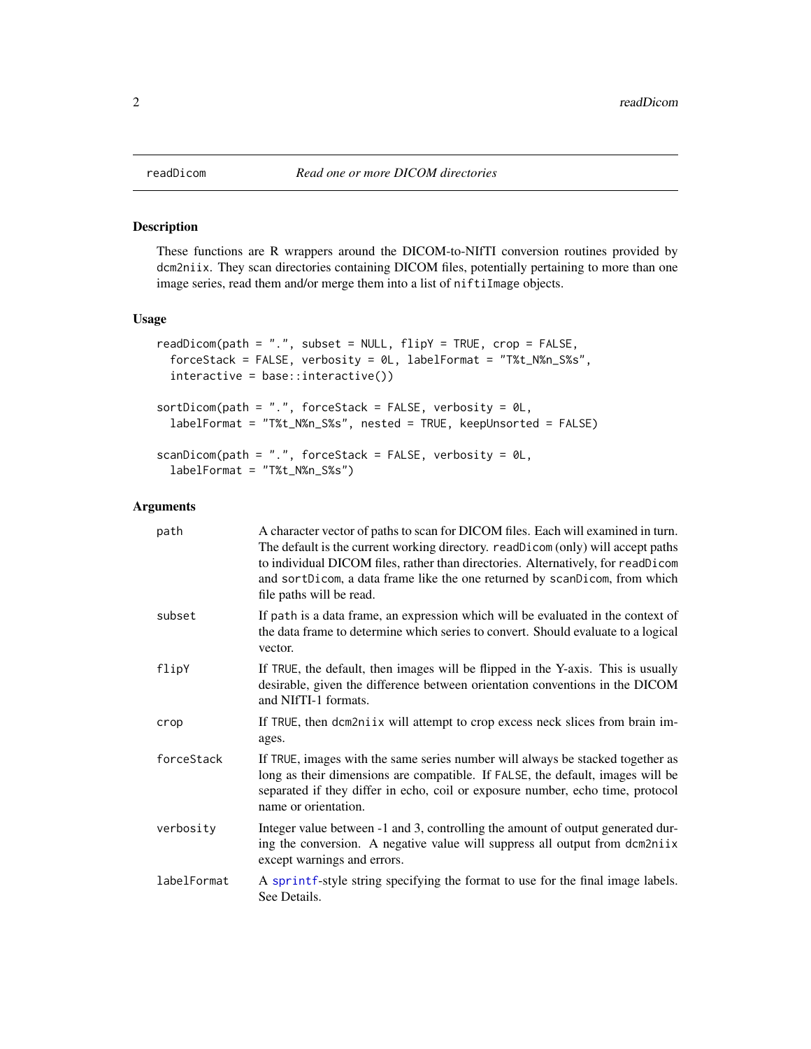# readDicom — *Read one or more DICOM directories*

## Description

These functions are R wrappers around the DICOM-to-NIfTI conversion routines provided by `dcm2niix`. They scan directories containing DICOM files, potentially pertaining to more than one image series, read them and/or merge them into a list of `niftiImage` objects.

## Usage

```
readDicom(path = ".", subset = NULL, flipY = TRUE, crop = FALSE,
  forceStack = FALSE, verbosity = 0L, labelFormat = "T%t_N%n_S%s",
  interactive = base::interactive())

sortDicom(path = ".", forceStack = FALSE, verbosity = 0L,
  labelFormat = "T%t_N%n_S%s", nested = TRUE, keepUnsorted = FALSE)

scanDicom(path = ".", forceStack = FALSE, verbosity = 0L,
  labelFormat = "T%t_N%n_S%s")
```

## Arguments

| | |
|---|---|
| `path` | A character vector of paths to scan for DICOM files. Each will examined in turn. The default is the current working directory. `readDicom` (only) will accept paths to individual DICOM files, rather than directories. Alternatively, for `readDicom` and `sortDicom`, a data frame like the one returned by `scanDicom`, from which file paths will be read. |
| `subset` | If `path` is a data frame, an expression which will be evaluated in the context of the data frame to determine which series to convert. Should evaluate to a logical vector. |
| `flipY` | If `TRUE`, the default, then images will be flipped in the Y-axis. This is usually desirable, given the difference between orientation conventions in the DICOM and NIfTI-1 formats. |
| `crop` | If `TRUE`, then `dcm2niix` will attempt to crop excess neck slices from brain images. |
| `forceStack` | If `TRUE`, images with the same series number will always be stacked together as long as their dimensions are compatible. If `FALSE`, the default, images will be separated if they differ in echo, coil or exposure number, echo time, protocol name or orientation. |
| `verbosity` | Integer value between -1 and 3, controlling the amount of output generated during the conversion. A negative value will suppress all output from `dcm2niix` except warnings and errors. |
| `labelFormat` | A `sprintf`-style string specifying the format to use for the final image labels. See Details. |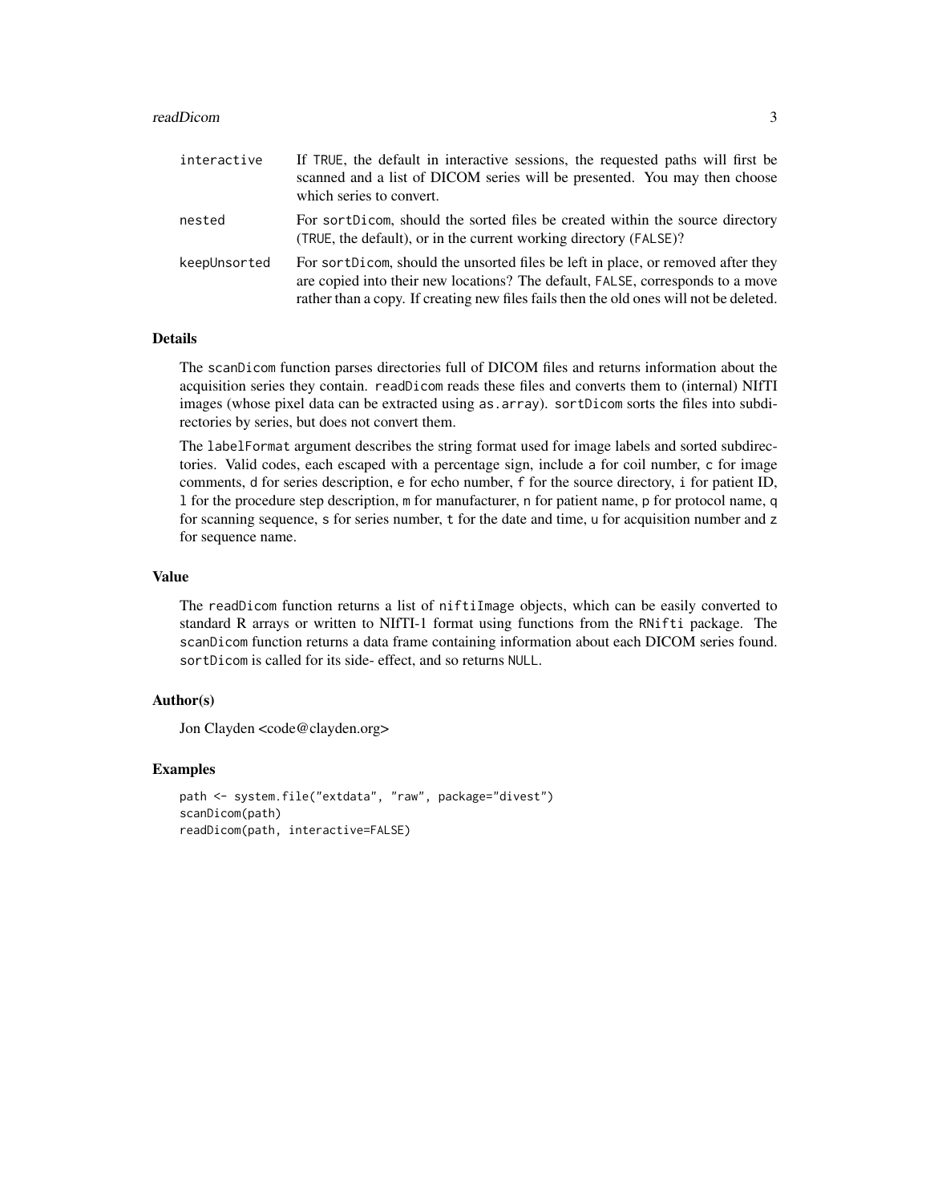| | |
|---|---|
| interactive | If TRUE, the default in interactive sessions, the requested paths will first be scanned and a list of DICOM series will be presented. You may then choose which series to convert. |
| nested | For sortDicom, should the sorted files be created within the source directory (TRUE, the default), or in the current working directory (FALSE)? |
| keepUnsorted | For sortDicom, should the unsorted files be left in place, or removed after they are copied into their new locations? The default, FALSE, corresponds to a move rather than a copy. If creating new files fails then the old ones will not be deleted. |

### Details

The scanDicom function parses directories full of DICOM files and returns information about the acquisition series they contain. readDicom reads these files and converts them to (internal) NIfTI images (whose pixel data can be extracted using as.array). sortDicom sorts the files into subdirectories by series, but does not convert them.

The labelFormat argument describes the string format used for image labels and sorted subdirectories. Valid codes, each escaped with a percentage sign, include a for coil number, c for image comments, d for series description, e for echo number, f for the source directory, i for patient ID, l for the procedure step description, m for manufacturer, n for patient name, p for protocol name, q for scanning sequence, s for series number, t for the date and time, u for acquisition number and z for sequence name.

### Value

The readDicom function returns a list of niftiImage objects, which can be easily converted to standard R arrays or written to NIfTI-1 format using functions from the RNifti package. The scanDicom function returns a data frame containing information about each DICOM series found. sortDicom is called for its side- effect, and so returns NULL.

### Author(s)

Jon Clayden <code@clayden.org>

### Examples

```
path <- system.file("extdata", "raw", package="divest")
scanDicom(path)
readDicom(path, interactive=FALSE)
```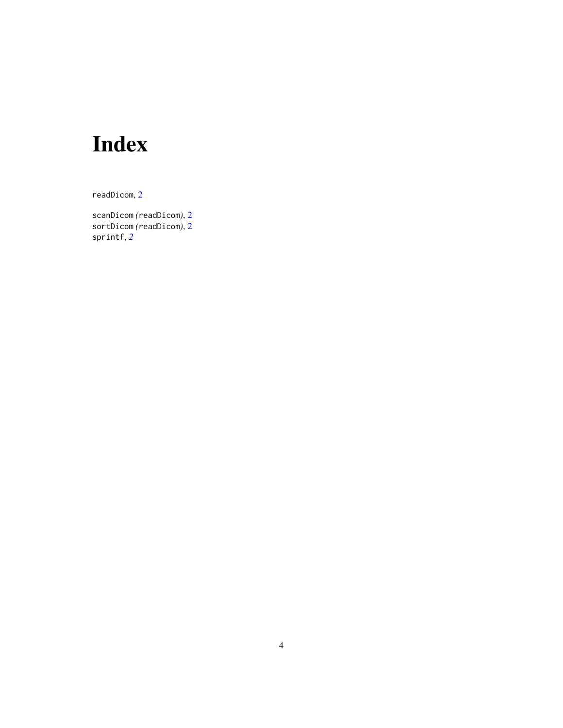# Index

readDicom, 2

scanDicom (readDicom), 2
sortDicom (readDicom), 2
sprintf, *2*